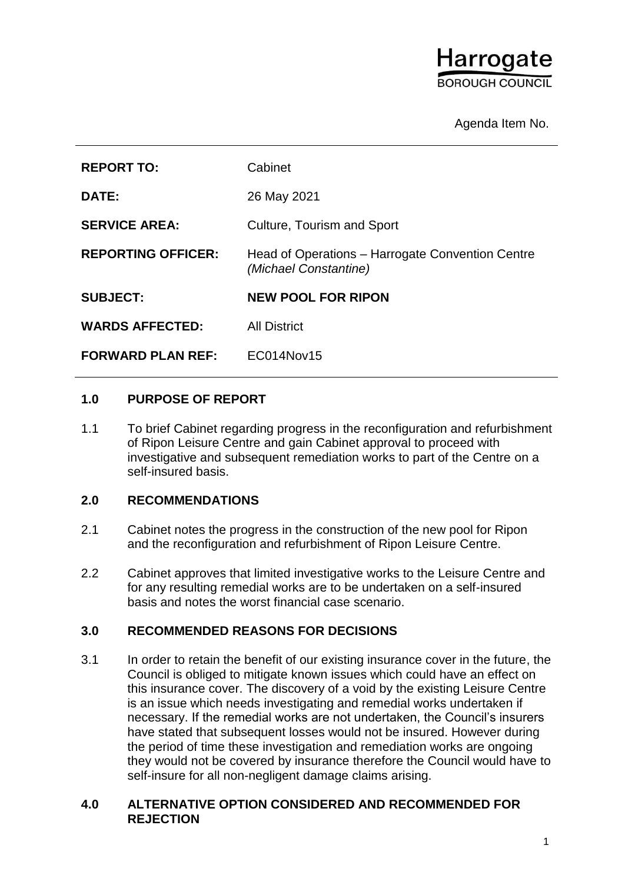Harrogate
BOROUGH COUNCIL

Agenda Item No.

| | |
|---|---|
| **REPORT TO:** | Cabinet |
| **DATE:** | 26 May 2021 |
| **SERVICE AREA:** | Culture, Tourism and Sport |
| **REPORTING OFFICER:** | Head of Operations – Harrogate Convention Centre *(Michael Constantine)* |
| **SUBJECT:** | **NEW POOL FOR RIPON** |
| **WARDS AFFECTED:** | All District |
| **FORWARD PLAN REF:** | EC014Nov15 |

## 1.0 PURPOSE OF REPORT

1.1 To brief Cabinet regarding progress in the reconfiguration and refurbishment of Ripon Leisure Centre and gain Cabinet approval to proceed with investigative and subsequent remediation works to part of the Centre on a self-insured basis.

## 2.0 RECOMMENDATIONS

2.1 Cabinet notes the progress in the construction of the new pool for Ripon and the reconfiguration and refurbishment of Ripon Leisure Centre.

2.2 Cabinet approves that limited investigative works to the Leisure Centre and for any resulting remedial works are to be undertaken on a self-insured basis and notes the worst financial case scenario.

## 3.0 RECOMMENDED REASONS FOR DECISIONS

3.1 In order to retain the benefit of our existing insurance cover in the future, the Council is obliged to mitigate known issues which could have an effect on this insurance cover. The discovery of a void by the existing Leisure Centre is an issue which needs investigating and remedial works undertaken if necessary. If the remedial works are not undertaken, the Council's insurers have stated that subsequent losses would not be insured. However during the period of time these investigation and remediation works are ongoing they would not be covered by insurance therefore the Council would have to self-insure for all non-negligent damage claims arising.

## 4.0 ALTERNATIVE OPTION CONSIDERED AND RECOMMENDED FOR REJECTION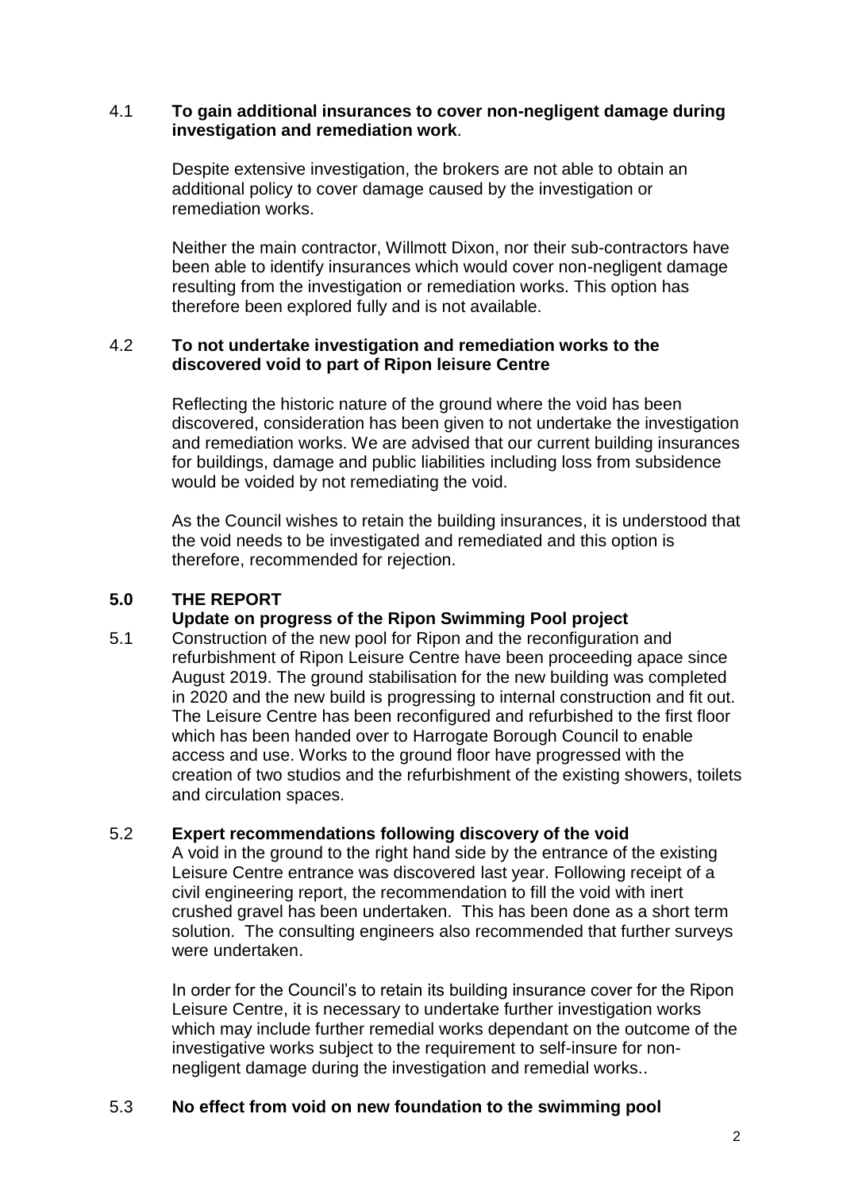4.1 **To gain additional insurances to cover non-negligent damage during investigation and remediation work**.

Despite extensive investigation, the brokers are not able to obtain an additional policy to cover damage caused by the investigation or remediation works.

Neither the main contractor, Willmott Dixon, nor their sub-contractors have been able to identify insurances which would cover non-negligent damage resulting from the investigation or remediation works. This option has therefore been explored fully and is not available.

4.2 **To not undertake investigation and remediation works to the discovered void to part of Ripon leisure Centre**

Reflecting the historic nature of the ground where the void has been discovered, consideration has been given to not undertake the investigation and remediation works. We are advised that our current building insurances for buildings, damage and public liabilities including loss from subsidence would be voided by not remediating the void.

As the Council wishes to retain the building insurances, it is understood that the void needs to be investigated and remediated and this option is therefore, recommended for rejection.

## 5.0 THE REPORT

**Update on progress of the Ripon Swimming Pool project**

5.1 Construction of the new pool for Ripon and the reconfiguration and refurbishment of Ripon Leisure Centre have been proceeding apace since August 2019. The ground stabilisation for the new building was completed in 2020 and the new build is progressing to internal construction and fit out. The Leisure Centre has been reconfigured and refurbished to the first floor which has been handed over to Harrogate Borough Council to enable access and use. Works to the ground floor have progressed with the creation of two studios and the refurbishment of the existing showers, toilets and circulation spaces.

5.2 **Expert recommendations following discovery of the void**

A void in the ground to the right hand side by the entrance of the existing Leisure Centre entrance was discovered last year. Following receipt of a civil engineering report, the recommendation to fill the void with inert crushed gravel has been undertaken. This has been done as a short term solution. The consulting engineers also recommended that further surveys were undertaken.

In order for the Council's to retain its building insurance cover for the Ripon Leisure Centre, it is necessary to undertake further investigation works which may include further remedial works dependant on the outcome of the investigative works subject to the requirement to self-insure for non-negligent damage during the investigation and remedial works..

5.3 **No effect from void on new foundation to the swimming pool**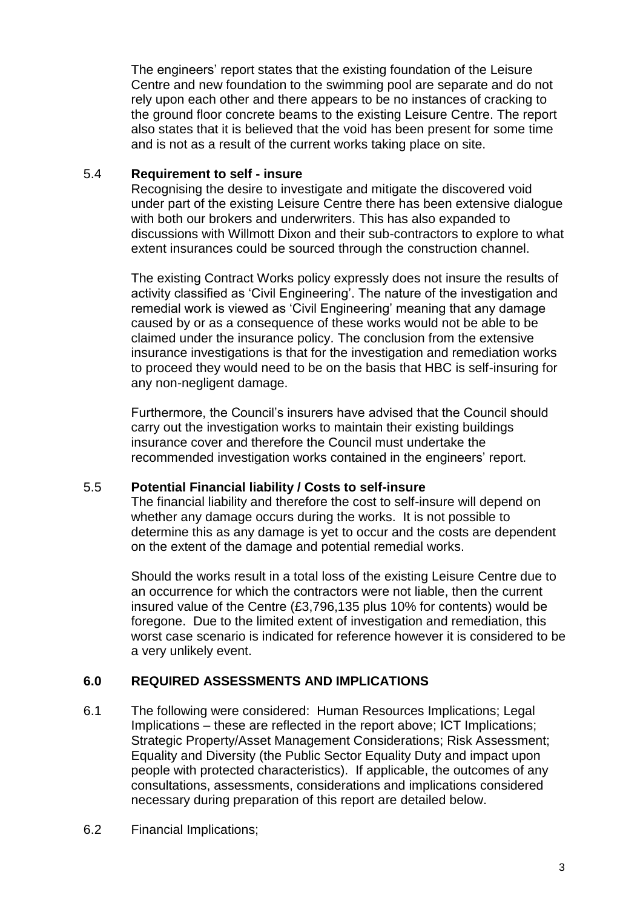The engineers' report states that the existing foundation of the Leisure Centre and new foundation to the swimming pool are separate and do not rely upon each other and there appears to be no instances of cracking to the ground floor concrete beams to the existing Leisure Centre. The report also states that it is believed that the void has been present for some time and is not as a result of the current works taking place on site.

### 5.4 Requirement to self - insure

Recognising the desire to investigate and mitigate the discovered void under part of the existing Leisure Centre there has been extensive dialogue with both our brokers and underwriters. This has also expanded to discussions with Willmott Dixon and their sub-contractors to explore to what extent insurances could be sourced through the construction channel.

The existing Contract Works policy expressly does not insure the results of activity classified as 'Civil Engineering'. The nature of the investigation and remedial work is viewed as 'Civil Engineering' meaning that any damage caused by or as a consequence of these works would not be able to be claimed under the insurance policy. The conclusion from the extensive insurance investigations is that for the investigation and remediation works to proceed they would need to be on the basis that HBC is self-insuring for any non-negligent damage.

Furthermore, the Council's insurers have advised that the Council should carry out the investigation works to maintain their existing buildings insurance cover and therefore the Council must undertake the recommended investigation works contained in the engineers' report.

### 5.5 Potential Financial liability / Costs to self-insure

The financial liability and therefore the cost to self-insure will depend on whether any damage occurs during the works. It is not possible to determine this as any damage is yet to occur and the costs are dependent on the extent of the damage and potential remedial works.

Should the works result in a total loss of the existing Leisure Centre due to an occurrence for which the contractors were not liable, then the current insured value of the Centre (£3,796,135 plus 10% for contents) would be foregone. Due to the limited extent of investigation and remediation, this worst case scenario is indicated for reference however it is considered to be a very unlikely event.

## 6.0 REQUIRED ASSESSMENTS AND IMPLICATIONS

6.1 The following were considered: Human Resources Implications; Legal Implications – these are reflected in the report above; ICT Implications; Strategic Property/Asset Management Considerations; Risk Assessment; Equality and Diversity (the Public Sector Equality Duty and impact upon people with protected characteristics). If applicable, the outcomes of any consultations, assessments, considerations and implications considered necessary during preparation of this report are detailed below.

6.2 Financial Implications;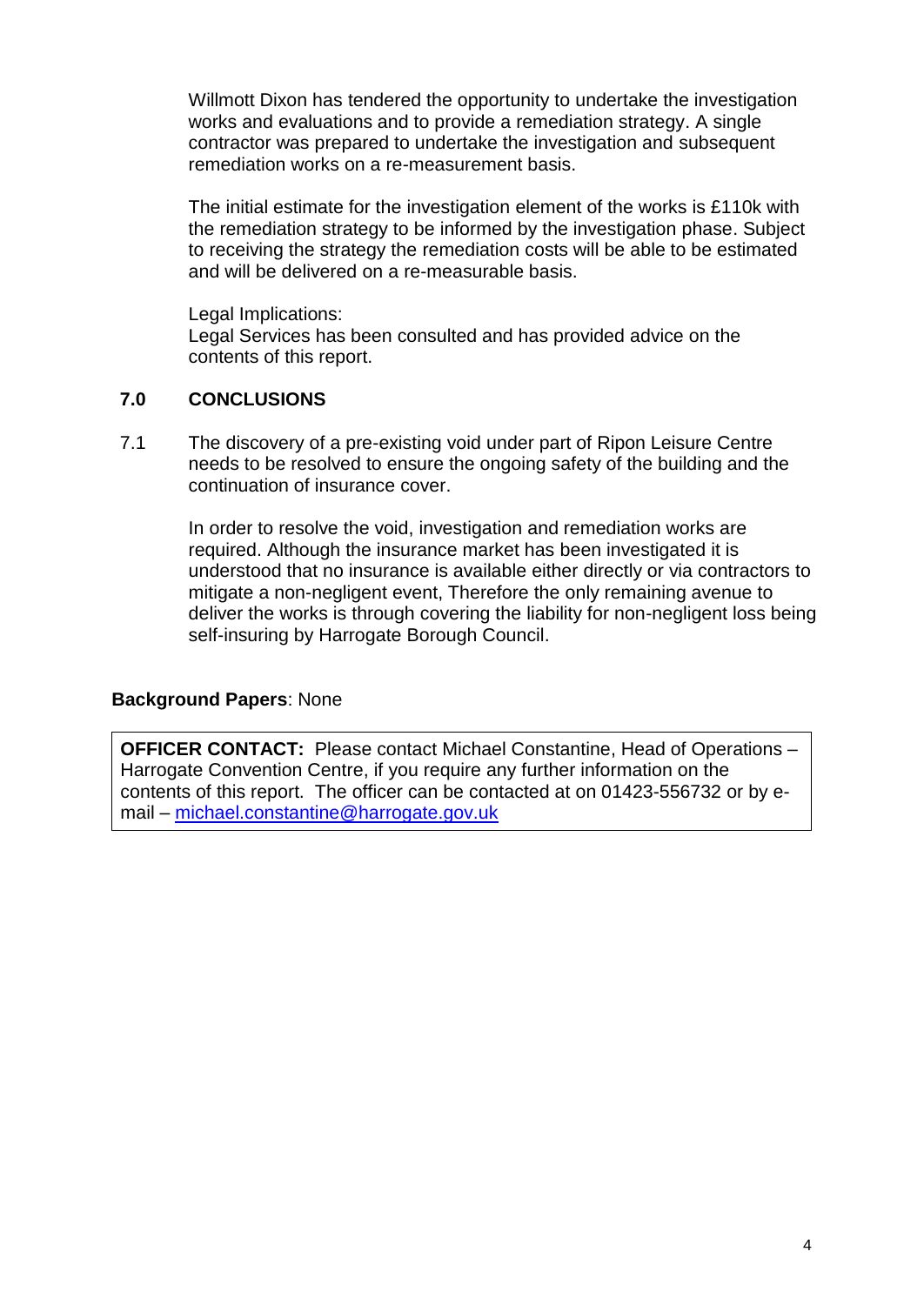Willmott Dixon has tendered the opportunity to undertake the investigation works and evaluations and to provide a remediation strategy. A single contractor was prepared to undertake the investigation and subsequent remediation works on a re-measurement basis.

The initial estimate for the investigation element of the works is £110k with the remediation strategy to be informed by the investigation phase. Subject to receiving the strategy the remediation costs will be able to be estimated and will be delivered on a re-measurable basis.

Legal Implications:
Legal Services has been consulted and has provided advice on the contents of this report.

## 7.0 CONCLUSIONS

7.1 The discovery of a pre-existing void under part of Ripon Leisure Centre needs to be resolved to ensure the ongoing safety of the building and the continuation of insurance cover.

In order to resolve the void, investigation and remediation works are required. Although the insurance market has been investigated it is understood that no insurance is available either directly or via contractors to mitigate a non-negligent event, Therefore the only remaining avenue to deliver the works is through covering the liability for non-negligent loss being self-insuring by Harrogate Borough Council.

**Background Papers**: None

**OFFICER CONTACT:** Please contact Michael Constantine, Head of Operations – Harrogate Convention Centre, if you require any further information on the contents of this report. The officer can be contacted at on 01423-556732 or by e-mail – michael.constantine@harrogate.gov.uk